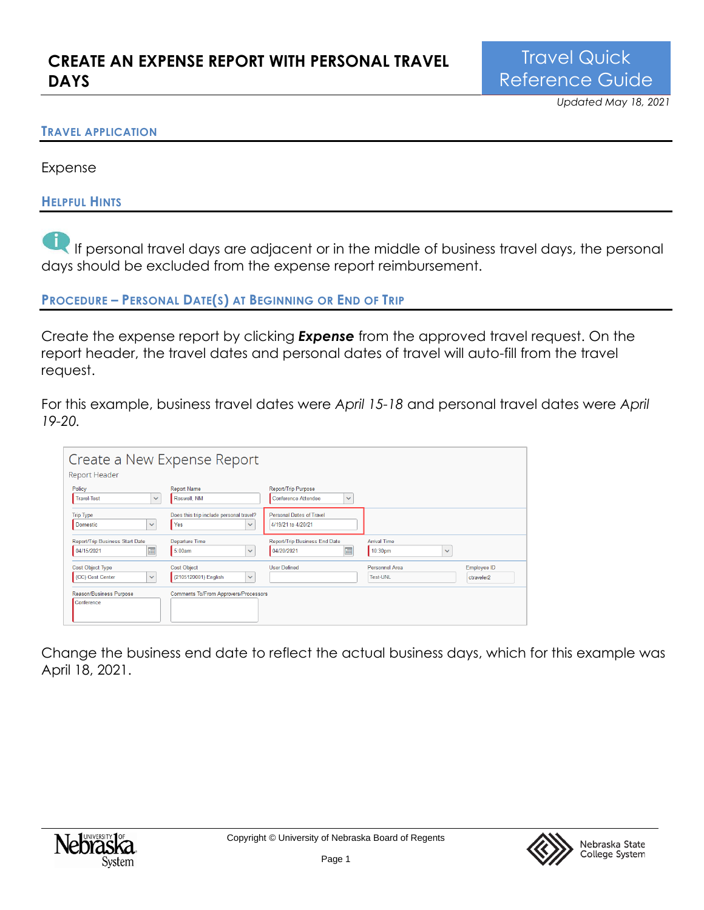# CREATE AN EXPENSE REPORT WITH PERSONAL TRAVEL DAYS

Travel Quick Reference Guide

*Updated May 18, 2021*

## TRAVEL APPLICATION

Expense

## HELPFUL HINTS

If personal travel days are adjacent or in the middle of business travel days, the personal days should be excluded from the expense report reimbursement.

## PROCEDURE – PERSONAL DATE(S) AT BEGINNING OR END OF TRIP

Create the expense report by clicking ***Expense*** from the approved travel request. On the report header, the travel dates and personal dates of travel will auto-fill from the travel request.

For this example, business travel dates were *April 15-18* and personal travel dates were *April 19-20*.

Change the business end date to reflect the actual business days, which for this example was April 18, 2021.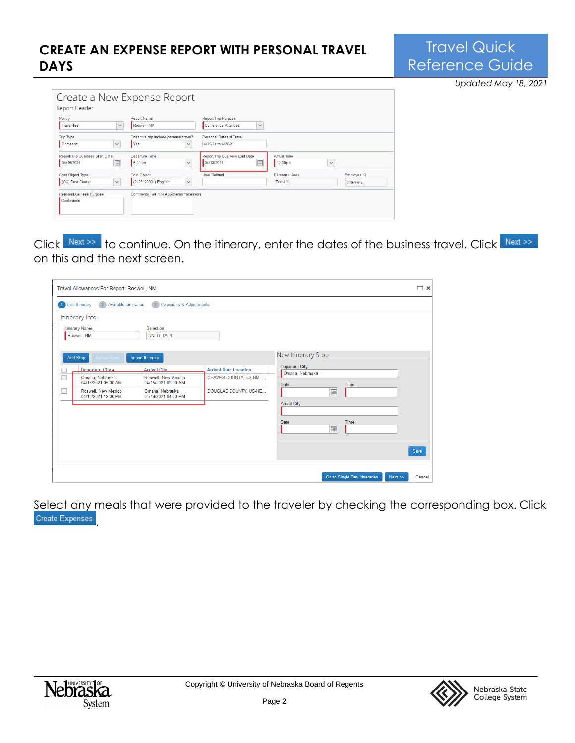Click Next >> to continue. On the itinerary, enter the dates of the business travel. Click Next >> on this and the next screen.

Select any meals that were provided to the traveler by checking the corresponding box. Click Create Expenses.

Copyright © University of Nebraska Board of Regents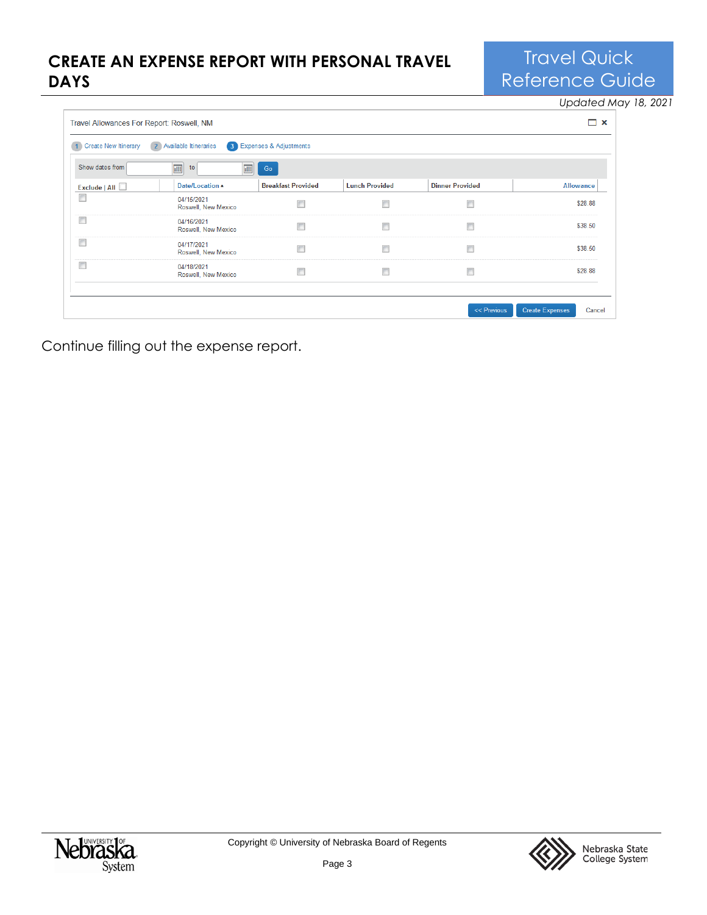Travel Allowances For Report: Roswell, NM

1 Create New Itinerary  2 Available Itineraries  3 Expenses & Adjustments

Show dates from ______ to ______ Go

| Exclude \| All | Date/Location | Breakfast Provided | Lunch Provided | Dinner Provided | Allowance |
|---|---|---|---|---|---|
| ☐ | 04/15/2021 Roswell, New Mexico | ☐ | ☐ | ☐ | $28.88 |
| ☐ | 04/16/2021 Roswell, New Mexico | ☐ | ☐ | ☐ | $38.50 |
| ☐ | 04/17/2021 Roswell, New Mexico | ☐ | ☐ | ☐ | $38.50 |
| ☐ | 04/18/2021 Roswell, New Mexico | ☐ | ☐ | ☐ | $28.88 |

<< Previous  Create Expenses  Cancel

Continue filling out the expense report.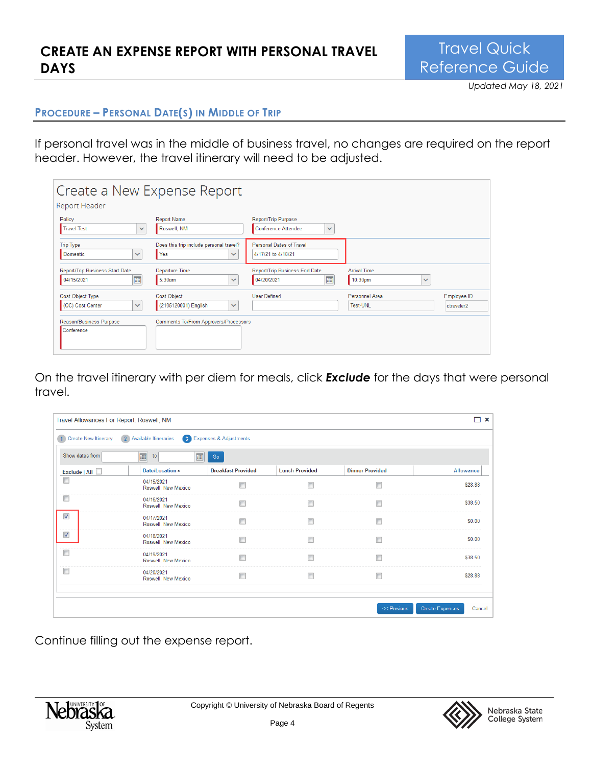# CREATE AN EXPENSE REPORT WITH PERSONAL TRAVEL DAYS

Travel Quick Reference Guide

*Updated May 18, 2021*

## PROCEDURE – PERSONAL DATE(S) IN MIDDLE OF TRIP

If personal travel was in the middle of business travel, no changes are required on the report header. However, the travel itinerary will need to be adjusted.

Create a New Expense Report

Report Header

| | | | | |
|---|---|---|---|---|
| Policy: Travel-Test | Report Name: Roswell, NM | Report/Trip Purpose: Conference Attendee | | |
| Trip Type: Domestic | Does this trip include personal travel?: Yes | Personal Dates of Travel: 4/17/21 to 4/18/21 | | |
| Report/Trip Business Start Date: 04/15/2021 | Departure Time: 5:30am | Report/Trip Business End Date: 04/20/2021 | Arrival Time: 10:30pm | |
| Cost Object Type: (CC) Cost Center | Cost Object: (2105120001) English | User Defined: | Personnel Area: Test-UNL | Employee ID: ctraveler2 |
| Reason/Business Purpose: Conference | Comments To/From Approvers/Processors: | | | |

On the travel itinerary with per diem for meals, click ***Exclude*** for the days that were personal travel.

Travel Allowances For Report: Roswell, NM

1 Create New Itinerary | 2 Available Itineraries | 3 Expenses & Adjustments

Show dates from [ ] to [ ] Go

| Exclude \| All | Date/Location | Breakfast Provided | Lunch Provided | Dinner Provided | Allowance |
|---|---|---|---|---|---|
| ☐ | 04/15/2021 Roswell, New Mexico | ☐ | ☐ | ☐ | $28.88 |
| ☐ | 04/16/2021 Roswell, New Mexico | ☐ | ☐ | ☐ | $38.50 |
| ☑ | 04/17/2021 Roswell, New Mexico | ☐ | ☐ | ☐ | $0.00 |
| ☑ | 04/18/2021 Roswell, New Mexico | ☐ | ☐ | ☐ | $0.00 |
| ☐ | 04/19/2021 Roswell, New Mexico | ☐ | ☐ | ☐ | $38.50 |
| ☐ | 04/20/2021 Roswell, New Mexico | ☐ | ☐ | ☐ | $28.88 |

<< Previous | Create Expenses | Cancel

Continue filling out the expense report.

Copyright © University of Nebraska Board of Regents